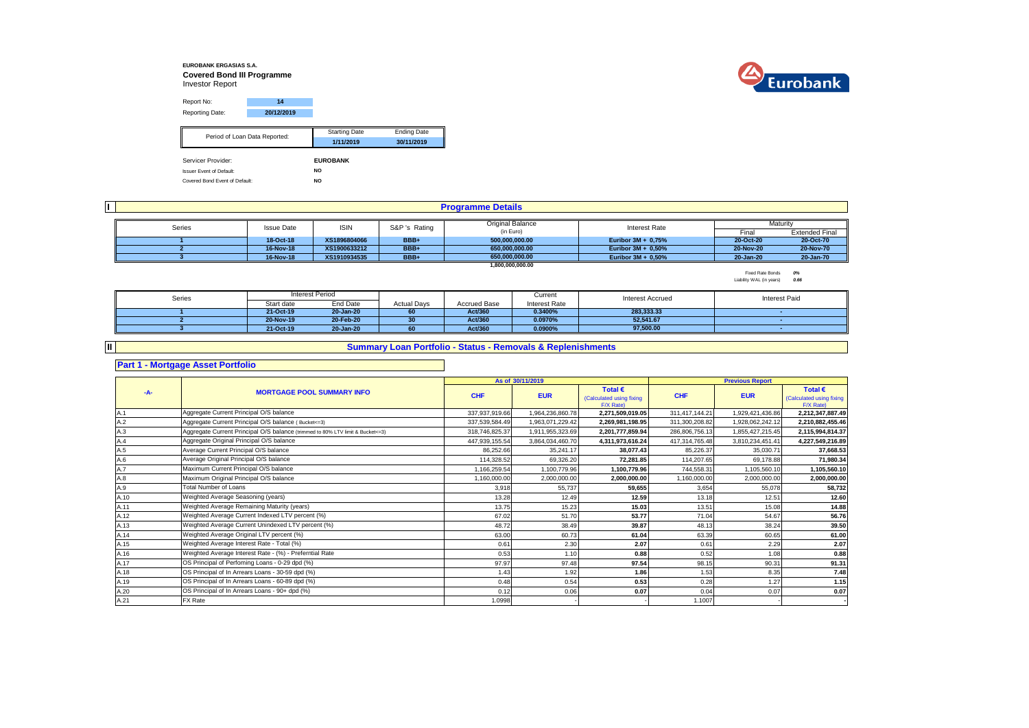**EUROBANK ERGASIAS S.A.**

**Covered Bond III Programme**

Investor Report

| | |
|---|---|
| Report No: | 14 |
| Reporting Date: | 20/12/2019 |

| Period of Loan Data Reported: | Starting Date | Ending Date |
|---|---|---|
| | 1/11/2019 | 30/11/2019 |

| | |
|---|---|
| Servicer Provider: | EUROBANK |
| Issuer Event of Default: | NO |
| Covered Bond Event of Default: | NO |

## I Programme Details

| Series | Issue Date | ISIN | S&P 's Rating | Original Balance (in Euro) | Interest Rate | Maturity | |
|---|---|---|---|---|---|---|---|
| | | | | | | Final | Extended Final |
| 1 | 18-Oct-18 | XS1896804066 | BBB+ | 500,000,000.00 | Euribor 3M + 0,75% | 20-Oct-20 | 20-Oct-70 |
| 2 | 16-Nov-18 | XS1900633212 | BBB+ | 650,000,000.00 | Euribor 3M + 0,50% | 20-Nov-20 | 20-Nov-70 |
| 3 | 16-Nov-18 | XS1910934535 | BBB+ | 650,000,000.00 | Euribor 3M + 0,50% | 20-Jan-20 | 20-Jan-70 |
| | | | | 1,800,000,000.00 | | | |

Fixed Rate Bonds *0%*

Liability WAL (in years) *0.66*

| Series | Interest Period | | Actual Days | Accrued Base | Current Interest Rate | Interest Accrued | Interest Paid |
|---|---|---|---|---|---|---|---|
| | Start date | End Date | | | | | |
| 1 | 21-Oct-19 | 20-Jan-20 | 60 | Act/360 | 0.3400% | 283,333.33 | - |
| 2 | 20-Nov-19 | 20-Feb-20 | 30 | Act/360 | 0.0970% | 52,541.67 | - |
| 3 | 21-Oct-19 | 20-Jan-20 | 60 | Act/360 | 0.0900% | 97,500.00 | - |

## II Summary Loan Portfolio - Status - Removals & Replenishments

### Part 1 - Mortgage Asset Portfolio

| -A- | MORTGAGE POOL SUMMARY INFO | As of 30/11/2019 | | | Previous Report | | |
|---|---|---|---|---|---|---|---|
| | | CHF | EUR | Total € (Calculated using fixing F/X Rate) | CHF | EUR | Total € (Calculated using fixing F/X Rate) |
| A.1 | Aggregate Current Principal O/S balance | 337,937,919.66 | 1,964,236,860.78 | 2,271,509,019.05 | 311,417,144.21 | 1,929,421,436.86 | 2,212,347,887.49 |
| A.2 | Aggregate Current Principal O/S balance ( Bucket<=3) | 337,539,584.49 | 1,963,071,229.42 | 2,269,981,198.95 | 311,300,208.82 | 1,928,062,242.12 | 2,210,882,455.46 |
| A.3 | Aggregate Current Principal O/S balance (trimmed to 80% LTV limit & Bucket<=3) | 318,746,825.37 | 1,911,955,323.69 | 2,201,777,859.94 | 286,806,756.13 | 1,855,427,215.45 | 2,115,994,814.37 |
| A.4 | Aggregate Original Principal O/S balance | 447,939,155.54 | 3,864,034,460.70 | 4,311,973,616.24 | 417,314,765.48 | 3,810,234,451.41 | 4,227,549,216.89 |
| A.5 | Average Current Principal O/S balance | 86,252.66 | 35,241.17 | 38,077.43 | 85,226.37 | 35,030.71 | 37,668.53 |
| A.6 | Average Original Principal O/S balance | 114,328.52 | 69,326.20 | 72,281.85 | 114,207.65 | 69,178.88 | 71,980.34 |
| A.7 | Maximum Current Principal O/S balance | 1,166,259.54 | 1,100,779.96 | 1,100,779.96 | 744,558.31 | 1,105,560.10 | 1,105,560.10 |
| A.8 | Maximum Original Principal O/S balance | 1,160,000.00 | 2,000,000.00 | 2,000,000.00 | 1,160,000.00 | 2,000,000.00 | 2,000,000.00 |
| A.9 | Total Number of Loans | 3,918 | 55,737 | 59,655 | 3,654 | 55,078 | 58,732 |
| A.10 | Weighted Average Seasoning (years) | 13.28 | 12.49 | 12.59 | 13.18 | 12.51 | 12.60 |
| A.11 | Weighted Average Remaining Maturity (years) | 13.75 | 15.23 | 15.03 | 13.51 | 15.08 | 14.88 |
| A.12 | Weighted Average Current Indexed LTV percent (%) | 67.02 | 51.70 | 53.77 | 71.04 | 54.67 | 56.76 |
| A.13 | Weighted Average Current Unindexed LTV percent (%) | 48.72 | 38.49 | 39.87 | 48.13 | 38.24 | 39.50 |
| A.14 | Weighted Average Original LTV percent (%) | 63.00 | 60.73 | 61.04 | 63.39 | 60.65 | 61.00 |
| A.15 | Weighted Average Interest Rate - Total (%) | 0.61 | 2.30 | 2.07 | 0.61 | 2.29 | 2.07 |
| A.16 | Weighted Average Interest Rate - (%) - Preferntial Rate | 0.53 | 1.10 | 0.88 | 0.52 | 1.08 | 0.88 |
| A.17 | OS Principal of Perfoming Loans - 0-29 dpd (%) | 97.97 | 97.48 | 97.54 | 98.15 | 90.31 | 91.31 |
| A.18 | OS Principal of In Arrears Loans - 30-59 dpd (%) | 1.43 | 1.92 | 1.86 | 1.53 | 8.35 | 7.48 |
| A.19 | OS Principal of In Arrears Loans - 60-89 dpd (%) | 0.48 | 0.54 | 0.53 | 0.28 | 1.27 | 1.15 |
| A.20 | OS Principal of In Arrears Loans - 90+ dpd (%) | 0.12 | 0.06 | 0.07 | 0.04 | 0.07 | 0.07 |
| A.21 | FX Rate | 1.0998 | - | - | 1.1007 | - | - |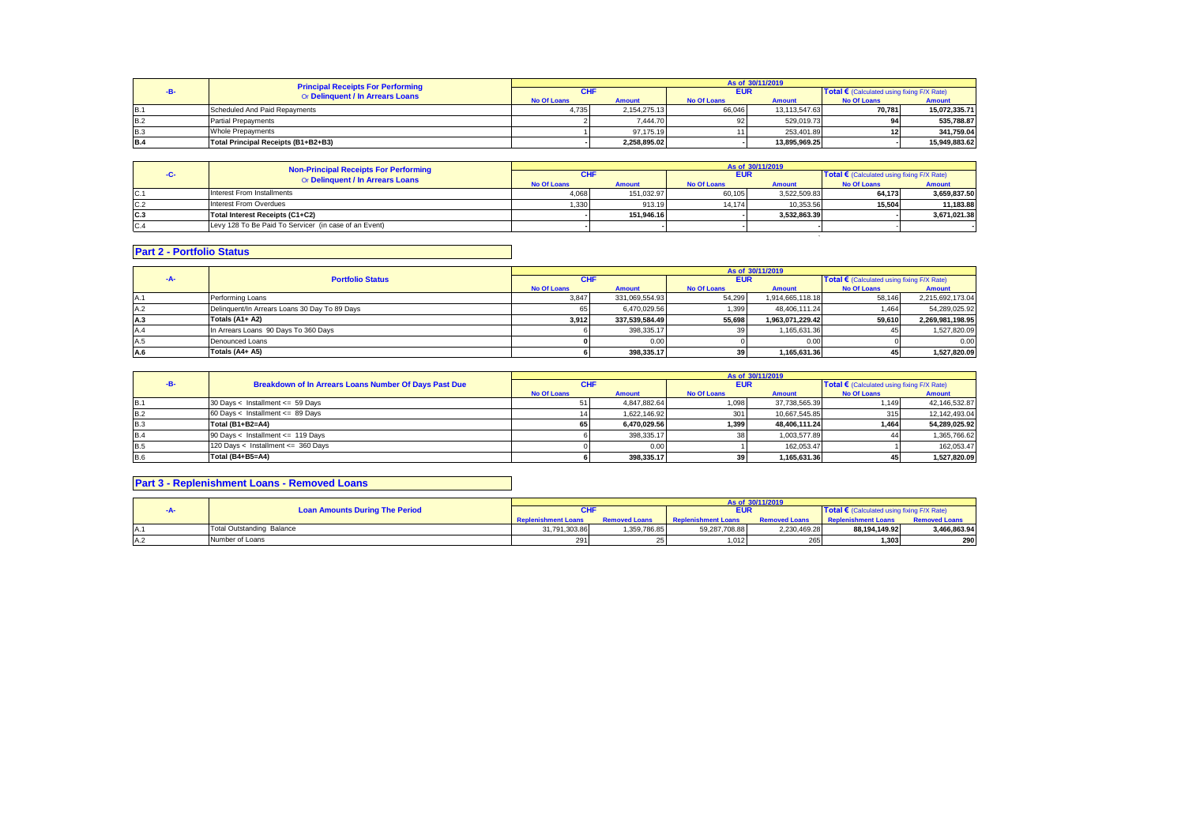| -B- | Principal Receipts For Performing Or Delinquent / In Arrears Loans | As of 30/11/2019 | | | | | |
|---|---|---|---|---|---|---|---|
| | | CHF | | EUR | | Total € (Calculated using fixing F/X Rate) | |
| | | No Of Loans | Amount | No Of Loans | Amount | No Of Loans | Amount |
| B.1 | Scheduled And Paid Repayments | 4,735 | 2,154,275.13 | 66,046 | 13,113,547.63 | 70,781 | 15,072,335.71 |
| B.2 | Partial Prepayments | 2 | 7,444.70 | 92 | 529,019.73 | 94 | 535,788.87 |
| B.3 | Whole Prepayments | 1 | 97,175.19 | 11 | 253,401.89 | 12 | 341,759.04 |
| B.4 | Total Principal Receipts (B1+B2+B3) | - | 2,258,895.02 | - | 13,895,969.25 | - | 15,949,883.62 |

| -C- | Non-Principal Receipts For Performing Or Delinquent / In Arrears Loans | As of 30/11/2019 | | | | | |
|---|---|---|---|---|---|---|---|
| | | CHF | | EUR | | Total € (Calculated using fixing F/X Rate) | |
| | | No Of Loans | Amount | No Of Loans | Amount | No Of Loans | Amount |
| C.1 | Interest From Installments | 4,068 | 151,032.97 | 60,105 | 3,522,509.83 | 64,173 | 3,659,837.50 |
| C.2 | Interest From Overdues | 1,330 | 913.19 | 14,174 | 10,353.56 | 15,504 | 11,183.88 |
| C.3 | Total Interest Receipts (C1+C2) | - | 151,946.16 | - | 3,532,863.39 | - | 3,671,021.38 |
| C.4 | Levy 128 To Be Paid To Servicer (in case of an Event) | - | - | - | - | - | - |

## Part 2 - Portfolio Status

| -A- | Portfolio Status | As of 30/11/2019 | | | | | |
|---|---|---|---|---|---|---|---|
| | | CHF | | EUR | | Total € (Calculated using fixing F/X Rate) | |
| | | No Of Loans | Amount | No Of Loans | Amount | No Of Loans | Amount |
| A.1 | Performing Loans | 3,847 | 331,069,554.93 | 54,299 | 1,914,665,118.18 | 58,146 | 2,215,692,173.04 |
| A.2 | Delinquent/In Arrears Loans 30 Day To 89 Days | 65 | 6,470,029.56 | 1,399 | 48,406,111.24 | 1,464 | 54,289,025.92 |
| A.3 | Totals (A1+ A2) | 3,912 | 337,539,584.49 | 55,698 | 1,963,071,229.42 | 59,610 | 2,269,981,198.95 |
| A.4 | In Arrears Loans 90 Days To 360 Days | 6 | 398,335.17 | 39 | 1,165,631.36 | 45 | 1,527,820.09 |
| A.5 | Denounced Loans | 0 | 0.00 | 0 | 0.00 | 0 | 0.00 |
| A.6 | Totals (A4+ A5) | 6 | 398,335.17 | 39 | 1,165,631.36 | 45 | 1,527,820.09 |

| -B- | Breakdown of In Arrears Loans Number Of Days Past Due | As of 30/11/2019 | | | | | |
|---|---|---|---|---|---|---|---|
| | | CHF | | EUR | | Total € (Calculated using fixing F/X Rate) | |
| | | No Of Loans | Amount | No Of Loans | Amount | No Of Loans | Amount |
| B.1 | 30 Days < Installment <= 59 Days | 51 | 4,847,882.64 | 1,098 | 37,738,565.39 | 1,149 | 42,146,532.87 |
| B.2 | 60 Days < Installment <= 89 Days | 14 | 1,622,146.92 | 301 | 10,667,545.85 | 315 | 12,142,493.04 |
| B.3 | Total (B1+B2=A4) | 65 | 6,470,029.56 | 1,399 | 48,406,111.24 | 1,464 | 54,289,025.92 |
| B.4 | 90 Days < Installment <= 119 Days | 6 | 398,335.17 | 38 | 1,003,577.89 | 44 | 1,365,766.62 |
| B.5 | 120 Days < Installment <= 360 Days | 0 | 0.00 | 1 | 162,053.47 | 1 | 162,053.47 |
| B.6 | Total (B4+B5=A4) | 6 | 398,335.17 | 39 | 1,165,631.36 | 45 | 1,527,820.09 |

## Part 3 - Replenishment Loans - Removed Loans

| -A- | Loan Amounts During The Period | As of 30/11/2019 | | | | | |
|---|---|---|---|---|---|---|---|
| | | CHF | | EUR | | Total € (Calculated using fixing F/X Rate) | |
| | | Replenishment Loans | Removed Loans | Replenishment Loans | Removed Loans | Replenishment Loans | Removed Loans |
| A.1 | Total Outstanding Balance | 31,791,303.86 | 1,359,786.85 | 59,287,708.88 | 2,230,469.28 | 88,194,149.92 | 3,466,863.94 |
| A.2 | Number of Loans | 291 | 25 | 1,012 | 265 | 1,303 | 290 |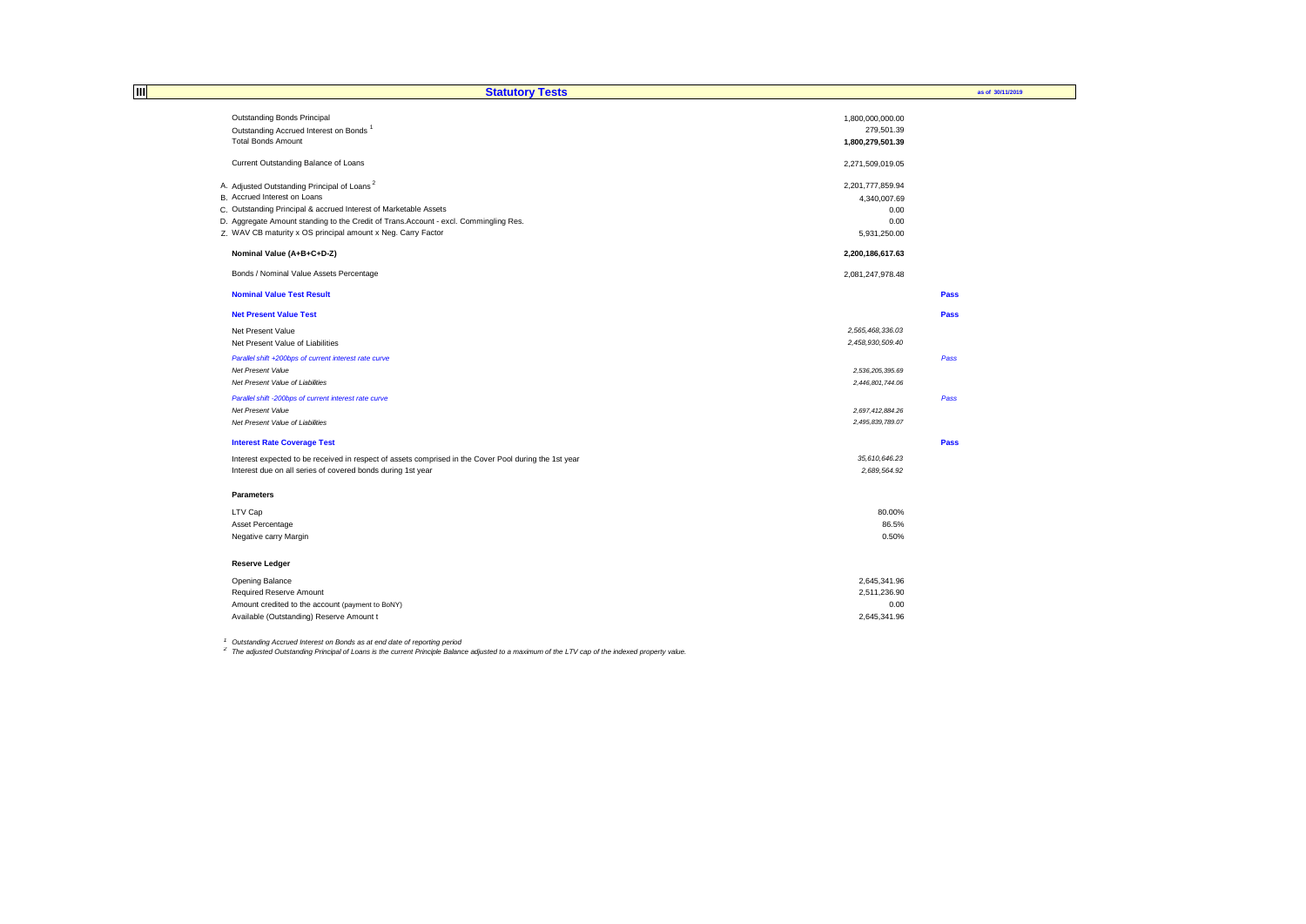## III Statutory Tests

as of 30/11/2019

| | | |
|---|---|---|
| Outstanding Bonds Principal | 1,800,000,000.00 | |
| Outstanding Accrued Interest on Bonds [1] | 279,501.39 | |
| Total Bonds Amount | **1,800,279,501.39** | |
| | | |
| Current Outstanding Balance of Loans | 2,271,509,019.05 | |
| | | |
| A. Adjusted Outstanding Principal of Loans [2] | 2,201,777,859.94 | |
| B. Accrued Interest on Loans | 4,340,007.69 | |
| C. Outstanding Principal & accrued Interest of Marketable Assets | 0.00 | |
| D. Aggregate Amount standing to the Credit of Trans.Account - excl. Commingling Res. | 0.00 | |
| Z. WAV CB maturity x OS principal amount x Neg. Carry Factor | 5,931,250.00 | |
| | | |
| **Nominal Value (A+B+C+D-Z)** | **2,200,186,617.63** | |
| | | |
| Bonds / Nominal Value Assets Percentage | 2,081,247,978.48 | |
| | | |
| **Nominal Value Test Result** | | **Pass** |
| | | |
| **Net Present Value Test** | | **Pass** |
| Net Present Value | *2,565,468,336.03* | |
| Net Present Value of Liabilities | *2,458,930,509.40* | |
| *Parallel shift +200bps of current interest rate curve* | | *Pass* |
| *Net Present Value* | *2,536,205,395.69* | |
| *Net Present Value of Liabilities* | *2,446,801,744.06* | |
| *Parallel shift -200bps of current interest rate curve* | | *Pass* |
| *Net Present Value* | *2,697,412,884.26* | |
| *Net Present Value of Liabilities* | *2,495,839,789.07* | |
| | | |
| **Interest Rate Coverage Test** | | **Pass** |
| Interest expected to be received in respect of assets comprised in the Cover Pool during the 1st year | *35,610,646.23* | |
| Interest due on all series of covered bonds during 1st year | *2,689,564.92* | |
| | | |
| **Parameters** | | |
| LTV Cap | 80.00% | |
| Asset Percentage | 86.5% | |
| Negative carry Margin | 0.50% | |
| | | |
| **Reserve Ledger** | | |
| Opening Balance | 2,645,341.96 | |
| Required Reserve Amount | 2,511,236.90 | |
| Amount credited to the account (payment to BoNY) | 0.00 | |
| Available (Outstanding) Reserve Amount t | 2,645,341.96 | |

*[1] Outstanding Accrued Interest on Bonds as at end date of reporting period*

*[2] The adjusted Outstanding Principal of Loans is the current Principle Balance adjusted to a maximum of the LTV cap of the indexed property value.*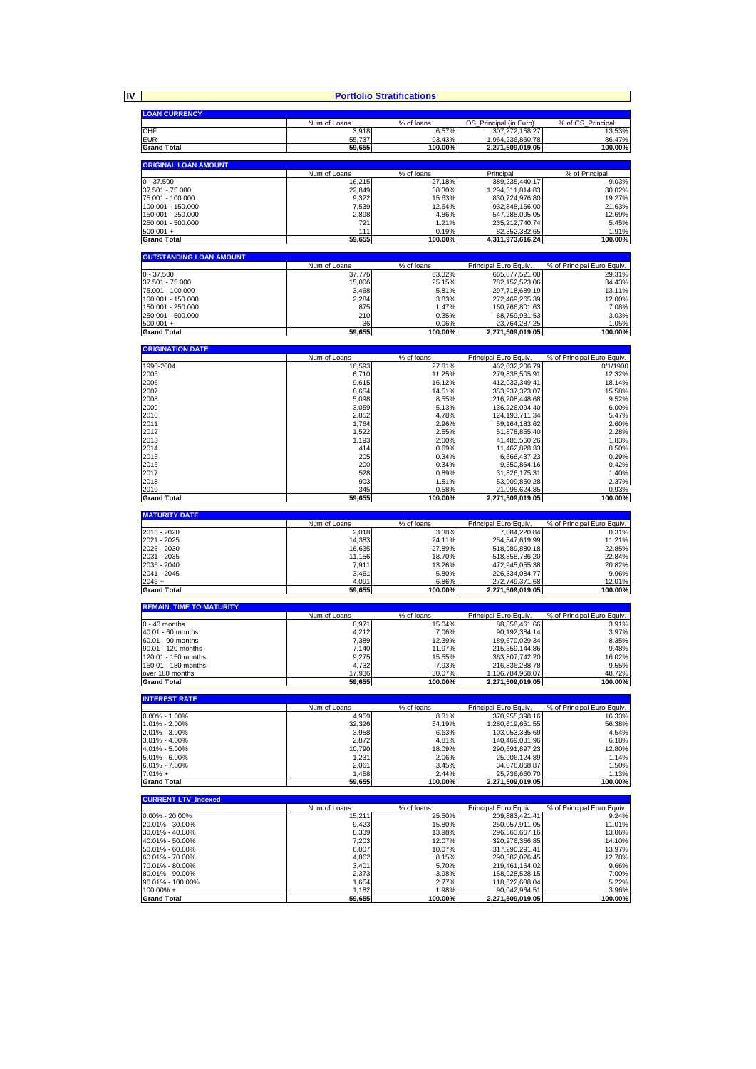**IV** **Portfolio Stratifications**

| LOAN CURRENCY | Num of Loans | % of loans | OS_Principal (in Euro) | % of OS_Principal |
|---|---|---|---|---|
| CHF | 3,918 | 6.57% | 307,272,158.27 | 13.53% |
| EUR | 55,737 | 93.43% | 1,964,236,860.78 | 86.47% |
| **Grand Total** | **59,655** | **100.00%** | **2,271,509,019.05** | **100.00%** |

| ORIGINAL LOAN AMOUNT | Num of Loans | % of loans | Principal | % of Principal |
|---|---|---|---|---|
| 0 - 37.500 | 16,215 | 27.18% | 389,235,440.17 | 9.03% |
| 37.501 - 75.000 | 22,849 | 38.30% | 1,294,311,814.83 | 30.02% |
| 75.001 - 100.000 | 9,322 | 15.63% | 830,724,976.80 | 19.27% |
| 100.001 - 150.000 | 7,539 | 12.64% | 932,848,166.00 | 21.63% |
| 150.001 - 250.000 | 2,898 | 4.86% | 547,288,095.05 | 12.69% |
| 250.001 - 500.000 | 721 | 1.21% | 235,212,740.74 | 5.45% |
| 500.001 + | 111 | 0.19% | 82,352,382.65 | 1.91% |
| **Grand Total** | **59,655** | **100.00%** | **4,311,973,616.24** | **100.00%** |

| OUTSTANDING LOAN AMOUNT | Num of Loans | % of loans | Principal Euro Equiv. | % of Principal Euro Equiv. |
|---|---|---|---|---|
| 0 - 37.500 | 37,776 | 63.32% | 665,877,521.00 | 29.31% |
| 37.501 - 75.000 | 15,006 | 25.15% | 782,152,523.06 | 34.43% |
| 75.001 - 100.000 | 3,468 | 5.81% | 297,718,689.19 | 13.11% |
| 100.001 - 150.000 | 2,284 | 3.83% | 272,469,265.39 | 12.00% |
| 150.001 - 250.000 | 875 | 1.47% | 160,766,801.63 | 7.08% |
| 250.001 - 500.000 | 210 | 0.35% | 68,759,931.53 | 3.03% |
| 500.001 + | 36 | 0.06% | 23,764,287.25 | 1.05% |
| **Grand Total** | **59,655** | **100.00%** | **2,271,509,019.05** | **100.00%** |

| ORIGINATION DATE | Num of Loans | % of loans | Principal Euro Equiv. | % of Principal Euro Equiv. |
|---|---|---|---|---|
| 1990-2004 | 16,593 | 27.81% | 462,032,206.79 | 0/1/1900 |
| 2005 | 6,710 | 11.25% | 279,838,505.91 | 12.32% |
| 2006 | 9,615 | 16.12% | 412,032,349.41 | 18.14% |
| 2007 | 8,654 | 14.51% | 353,937,323.07 | 15.58% |
| 2008 | 5,098 | 8.55% | 216,208,448.68 | 9.52% |
| 2009 | 3,059 | 5.13% | 136,226,094.40 | 6.00% |
| 2010 | 2,852 | 4.78% | 124,193,711.34 | 5.47% |
| 2011 | 1,764 | 2.96% | 59,164,183.62 | 2.60% |
| 2012 | 1,522 | 2.55% | 51,878,855.40 | 2.28% |
| 2013 | 1,193 | 2.00% | 41,485,560.26 | 1.83% |
| 2014 | 414 | 0.69% | 11,462,828.33 | 0.50% |
| 2015 | 205 | 0.34% | 6,666,437.23 | 0.29% |
| 2016 | 200 | 0.34% | 9,550,864.16 | 0.42% |
| 2017 | 528 | 0.89% | 31,826,175.31 | 1.40% |
| 2018 | 903 | 1.51% | 53,909,850.28 | 2.37% |
| 2019 | 345 | 0.58% | 21,095,624.85 | 0.93% |
| **Grand Total** | **59,655** | **100.00%** | **2,271,509,019.05** | **100.00%** |

| MATURITY DATE | Num of Loans | % of loans | Principal Euro Equiv. | % of Principal Euro Equiv. |
|---|---|---|---|---|
| 2016 - 2020 | 2,018 | 3.38% | 7,084,220.84 | 0.31% |
| 2021 - 2025 | 14,383 | 24.11% | 254,547,619.99 | 11.21% |
| 2026 - 2030 | 16,635 | 27.89% | 518,989,880.18 | 22.85% |
| 2031 - 2035 | 11,156 | 18.70% | 518,858,786.20 | 22.84% |
| 2036 - 2040 | 7,911 | 13.26% | 472,945,055.38 | 20.82% |
| 2041 - 2045 | 3,461 | 5.80% | 226,334,084.77 | 9.96% |
| 2046 + | 4,091 | 6.86% | 272,749,371.68 | 12.01% |
| **Grand Total** | **59,655** | **100.00%** | **2,271,509,019.05** | **100.00%** |

| REMAIN. TIME TO MATURITY | Num of Loans | % of loans | Principal Euro Equiv. | % of Principal Euro Equiv. |
|---|---|---|---|---|
| 0 - 40 months | 8,971 | 15.04% | 88,858,461.66 | 3.91% |
| 40.01 - 60 months | 4,212 | 7.06% | 90,192,384.14 | 3.97% |
| 60.01 - 90 months | 7,389 | 12.39% | 189,670,029.34 | 8.35% |
| 90.01 - 120 months | 7,140 | 11.97% | 215,359,144.86 | 9.48% |
| 120.01 - 150 months | 9,275 | 15.55% | 363,807,742.20 | 16.02% |
| 150.01 - 180 months | 4,732 | 7.93% | 216,836,288.78 | 9.55% |
| over 180 months | 17,936 | 30.07% | 1,106,784,968.07 | 48.72% |
| **Grand Total** | **59,655** | **100.00%** | **2,271,509,019.05** | **100.00%** |

| INTEREST RATE | Num of Loans | % of loans | Principal Euro Equiv. | % of Principal Euro Equiv. |
|---|---|---|---|---|
| 0.00% - 1.00% | 4,959 | 8.31% | 370,955,398.16 | 16.33% |
| 1.01% - 2.00% | 32,326 | 54.19% | 1,280,619,651.55 | 56.38% |
| 2.01% - 3.00% | 3,958 | 6.63% | 103,053,335.69 | 4.54% |
| 3.01% - 4.00% | 2,872 | 4.81% | 140,469,081.96 | 6.18% |
| 4.01% - 5.00% | 10,790 | 18.09% | 290,691,897.23 | 12.80% |
| 5.01% - 6.00% | 1,231 | 2.06% | 25,906,124.89 | 1.14% |
| 6.01% - 7.00% | 2,061 | 3.45% | 34,076,868.87 | 1.50% |
| 7.01% + | 1,458 | 2.44% | 25,736,660.70 | 1.13% |
| **Grand Total** | **59,655** | **100.00%** | **2,271,509,019.05** | **100.00%** |

| CURRENT LTV_Indexed | Num of Loans | % of loans | Principal Euro Equiv. | % of Principal Euro Equiv. |
|---|---|---|---|---|
| 0.00% - 20.00% | 15,211 | 25.50% | 209,883,421.41 | 9.24% |
| 20.01% - 30.00% | 9,423 | 15.80% | 250,057,911.05 | 11.01% |
| 30.01% - 40.00% | 8,339 | 13.98% | 296,563,667.16 | 13.06% |
| 40.01% - 50.00% | 7,203 | 12.07% | 320,276,356.85 | 14.10% |
| 50.01% - 60.00% | 6,007 | 10.07% | 317,290,291.41 | 13.97% |
| 60.01% - 70.00% | 4,862 | 8.15% | 290,382,026.45 | 12.78% |
| 70.01% - 80.00% | 3,401 | 5.70% | 219,461,164.02 | 9.66% |
| 80.01% - 90.00% | 2,373 | 3.98% | 158,928,528.15 | 7.00% |
| 90.01% - 100.00% | 1,654 | 2.77% | 118,622,688.04 | 5.22% |
| 100.00% + | 1,182 | 1.98% | 90,042,964.51 | 3.96% |
| **Grand Total** | **59,655** | **100.00%** | **2,271,509,019.05** | **100.00%** |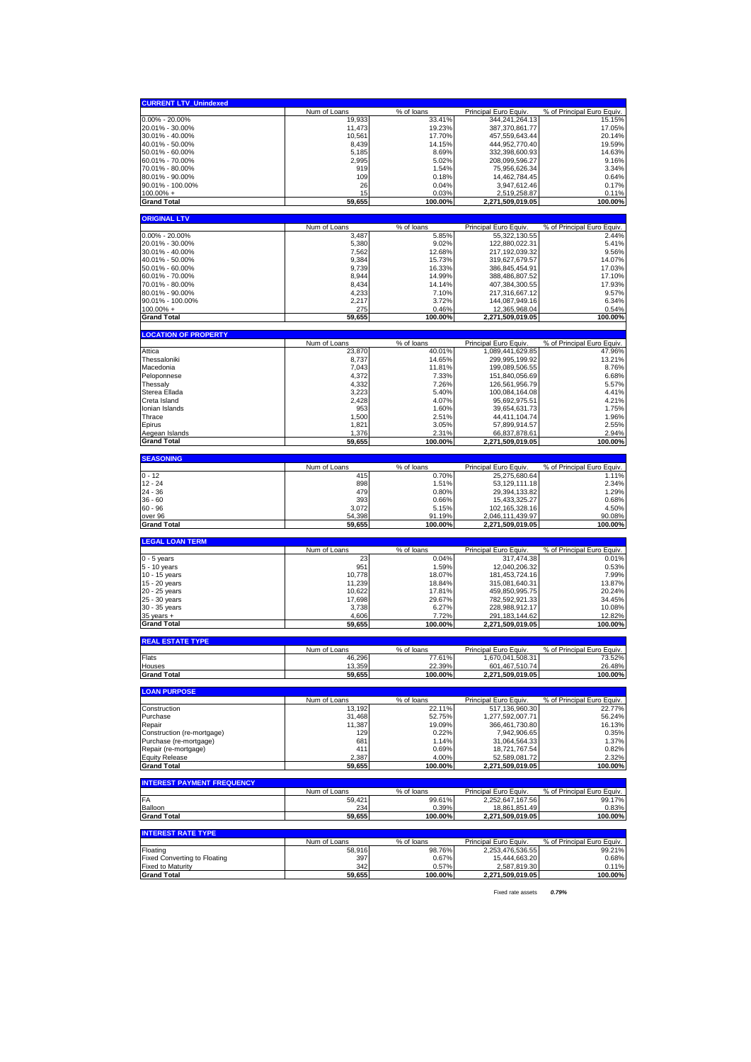| CURRENT LTV_Unindexed | Num of Loans | % of loans | Principal Euro Equiv. | % of Principal Euro Equiv. |
|---|---|---|---|---|
| 0.00% - 20.00% | 19,933 | 33.41% | 344,241,264.13 | 15.15% |
| 20.01% - 30.00% | 11,473 | 19.23% | 387,370,861.77 | 17.05% |
| 30.01% - 40.00% | 10,561 | 17.70% | 457,559,643.44 | 20.14% |
| 40.01% - 50.00% | 8,439 | 14.15% | 444,952,770.40 | 19.59% |
| 50.01% - 60.00% | 5,185 | 8.69% | 332,398,600.93 | 14.63% |
| 60.01% - 70.00% | 2,995 | 5.02% | 208,099,596.27 | 9.16% |
| 70.01% - 80.00% | 919 | 1.54% | 75,956,626.34 | 3.34% |
| 80.01% - 90.00% | 109 | 0.18% | 14,462,784.45 | 0.64% |
| 90.01% - 100.00% | 26 | 0.04% | 3,947,612.46 | 0.17% |
| 100.00% + | 15 | 0.03% | 2,519,258.87 | 0.11% |
| **Grand Total** | **59,655** | **100.00%** | **2,271,509,019.05** | **100.00%** |

| ORIGINAL LTV | Num of Loans | % of loans | Principal Euro Equiv. | % of Principal Euro Equiv. |
|---|---|---|---|---|
| 0.00% - 20.00% | 3,487 | 5.85% | 55,322,130.55 | 2.44% |
| 20.01% - 30.00% | 5,380 | 9.02% | 122,880,022.31 | 5.41% |
| 30.01% - 40.00% | 7,562 | 12.68% | 217,192,039.32 | 9.56% |
| 40.01% - 50.00% | 9,384 | 15.73% | 319,627,679.57 | 14.07% |
| 50.01% - 60.00% | 9,739 | 16.33% | 386,845,454.91 | 17.03% |
| 60.01% - 70.00% | 8,944 | 14.99% | 388,486,807.52 | 17.10% |
| 70.01% - 80.00% | 8,434 | 14.14% | 407,384,300.55 | 17.93% |
| 80.01% - 90.00% | 4,233 | 7.10% | 217,316,667.12 | 9.57% |
| 90.01% - 100.00% | 2,217 | 3.72% | 144,087,949.16 | 6.34% |
| 100.00% + | 275 | 0.46% | 12,365,968.04 | 0.54% |
| **Grand Total** | **59,655** | **100.00%** | **2,271,509,019.05** | **100.00%** |

| LOCATION OF PROPERTY | Num of Loans | % of loans | Principal Euro Equiv. | % of Principal Euro Equiv. |
|---|---|---|---|---|
| Attica | 23,870 | 40.01% | 1,089,441,629.85 | 47.96% |
| Thessaloniki | 8,737 | 14.65% | 299,995,199.92 | 13.21% |
| Macedonia | 7,043 | 11.81% | 199,089,506.55 | 8.76% |
| Peloponnese | 4,372 | 7.33% | 151,840,056.69 | 6.68% |
| Thessaly | 4,332 | 7.26% | 126,561,956.79 | 5.57% |
| Sterea Ellada | 3,223 | 5.40% | 100,084,164.08 | 4.41% |
| Creta Island | 2,428 | 4.07% | 95,692,975.51 | 4.21% |
| Ionian Islands | 953 | 1.60% | 39,654,631.73 | 1.75% |
| Thrace | 1,500 | 2.51% | 44,411,104.74 | 1.96% |
| Epirus | 1,821 | 3.05% | 57,899,914.57 | 2.55% |
| Aegean Islands | 1,376 | 2.31% | 66,837,878.61 | 2.94% |
| **Grand Total** | **59,655** | **100.00%** | **2,271,509,019.05** | **100.00%** |

| SEASONING | Num of Loans | % of loans | Principal Euro Equiv. | % of Principal Euro Equiv. |
|---|---|---|---|---|
| 0 - 12 | 415 | 0.70% | 25,275,680.64 | 1.11% |
| 12 - 24 | 898 | 1.51% | 53,129,111.18 | 2.34% |
| 24 - 36 | 479 | 0.80% | 29,394,133.82 | 1.29% |
| 36 - 60 | 393 | 0.66% | 15,433,325.27 | 0.68% |
| 60 - 96 | 3,072 | 5.15% | 102,165,328.16 | 4.50% |
| over 96 | 54,398 | 91.19% | 2,046,111,439.97 | 90.08% |
| **Grand Total** | **59,655** | **100.00%** | **2,271,509,019.05** | **100.00%** |

| LEGAL LOAN TERM | Num of Loans | % of loans | Principal Euro Equiv. | % of Principal Euro Equiv. |
|---|---|---|---|---|
| 0 - 5 years | 23 | 0.04% | 317,474.38 | 0.01% |
| 5 - 10 years | 951 | 1.59% | 12,040,206.32 | 0.53% |
| 10 - 15 years | 10,778 | 18.07% | 181,453,724.16 | 7.99% |
| 15 - 20 years | 11,239 | 18.84% | 315,081,640.31 | 13.87% |
| 20 - 25 years | 10,622 | 17.81% | 459,850,995.75 | 20.24% |
| 25 - 30 years | 17,698 | 29.67% | 782,592,921.33 | 34.45% |
| 30 - 35 years | 3,738 | 6.27% | 228,988,912.17 | 10.08% |
| 35 years + | 4,606 | 7.72% | 291,183,144.62 | 12.82% |
| **Grand Total** | **59,655** | **100.00%** | **2,271,509,019.05** | **100.00%** |

| REAL ESTATE TYPE | Num of Loans | % of loans | Principal Euro Equiv. | % of Principal Euro Equiv. |
|---|---|---|---|---|
| Flats | 46,296 | 77.61% | 1,670,041,508.31 | 73.52% |
| Houses | 13,359 | 22.39% | 601,467,510.74 | 26.48% |
| **Grand Total** | **59,655** | **100.00%** | **2,271,509,019.05** | **100.00%** |

| LOAN PURPOSE | Num of Loans | % of loans | Principal Euro Equiv. | % of Principal Euro Equiv. |
|---|---|---|---|---|
| Construction | 13,192 | 22.11% | 517,136,960.30 | 22.77% |
| Purchase | 31,468 | 52.75% | 1,277,592,007.71 | 56.24% |
| Repair | 11,387 | 19.09% | 366,461,730.80 | 16.13% |
| Construction (re-mortgage) | 129 | 0.22% | 7,942,906.65 | 0.35% |
| Purchase (re-mortgage) | 681 | 1.14% | 31,064,564.33 | 1.37% |
| Repair (re-mortgage) | 411 | 0.69% | 18,721,767.54 | 0.82% |
| Equity Release | 2,387 | 4.00% | 52,589,081.72 | 2.32% |
| **Grand Total** | **59,655** | **100.00%** | **2,271,509,019.05** | **100.00%** |

| INTEREST PAYMENT FREQUENCY | Num of Loans | % of loans | Principal Euro Equiv. | % of Principal Euro Equiv. |
|---|---|---|---|---|
| FA | 59,421 | 99.61% | 2,252,647,167.56 | 99.17% |
| Balloon | 234 | 0.39% | 18,861,851.49 | 0.83% |
| **Grand Total** | **59,655** | **100.00%** | **2,271,509,019.05** | **100.00%** |

| INTEREST RATE TYPE | Num of Loans | % of loans | Principal Euro Equiv. | % of Principal Euro Equiv. |
|---|---|---|---|---|
| Floating | 58,916 | 98.76% | 2,253,476,536.55 | 99.21% |
| Fixed Converting to Floating | 397 | 0.67% | 15,444,663.20 | 0.68% |
| Fixed to Maturity | 342 | 0.57% | 2,587,819.30 | 0.11% |
| **Grand Total** | **59,655** | **100.00%** | **2,271,509,019.05** | **100.00%** |

Fixed rate assets *0.79%*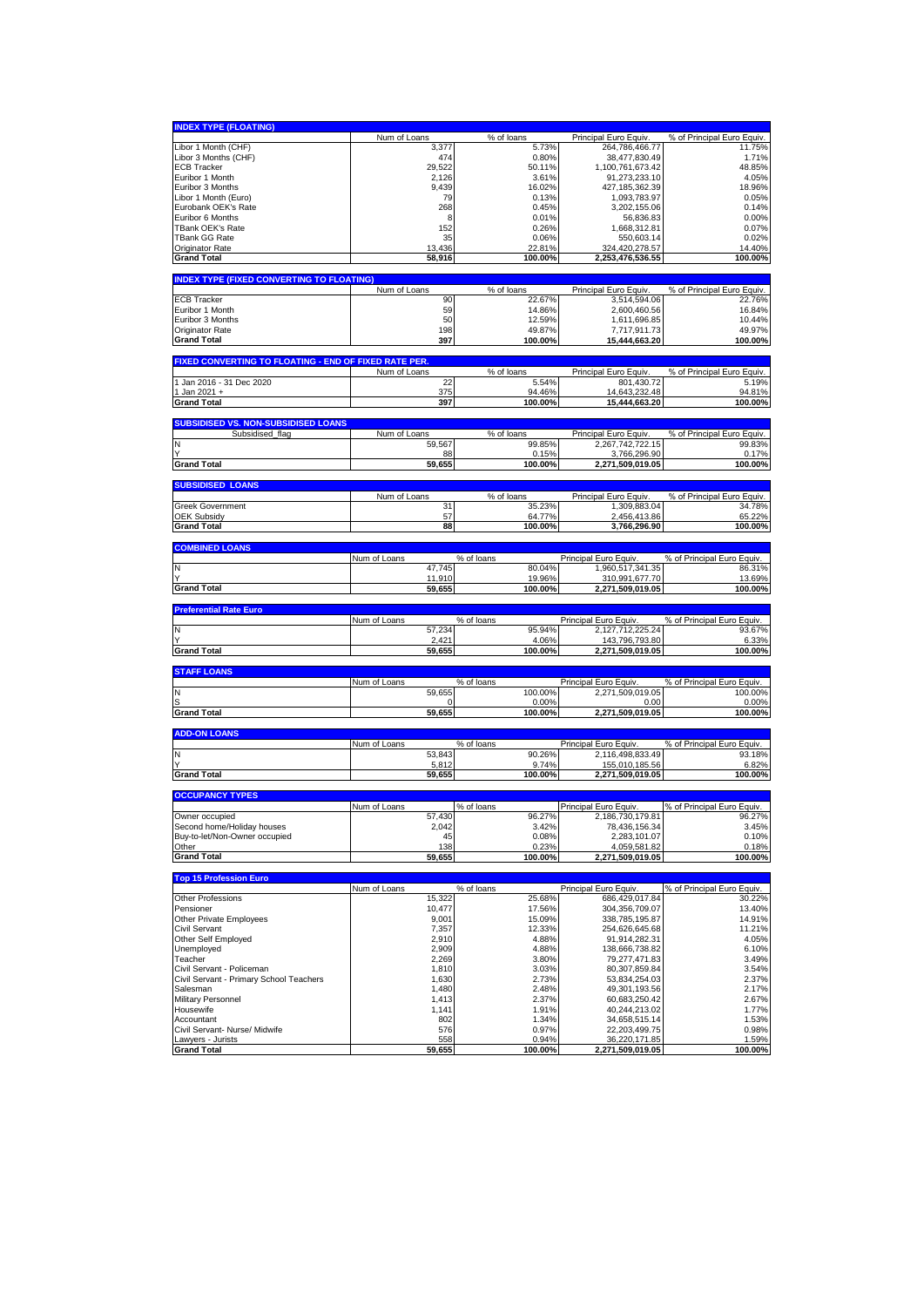| INDEX TYPE (FLOATING) | Num of Loans | % of loans | Principal Euro Equiv. | % of Principal Euro Equiv. |
|---|---|---|---|---|
| Libor 1 Month (CHF) | 3,377 | 5.73% | 264,786,466.77 | 11.75% |
| Libor 3 Months (CHF) | 474 | 0.80% | 38,477,830.49 | 1.71% |
| ECB Tracker | 29,522 | 50.11% | 1,100,761,673.42 | 48.85% |
| Euribor 1 Month | 2,126 | 3.61% | 91,273,233.10 | 4.05% |
| Euribor 3 Months | 9,439 | 16.02% | 427,185,362.39 | 18.96% |
| Libor 1 Month (Euro) | 79 | 0.13% | 1,093,783.97 | 0.05% |
| Eurobank OEK's Rate | 268 | 0.45% | 3,202,155.06 | 0.14% |
| Euribor 6 Months | 8 | 0.01% | 56,836.83 | 0.00% |
| TBank OEK's Rate | 152 | 0.26% | 1,668,312.81 | 0.07% |
| TBank GG Rate | 35 | 0.06% | 550,603.14 | 0.02% |
| Originator Rate | 13,436 | 22.81% | 324,420,278.57 | 14.40% |
| **Grand Total** | **58,916** | **100.00%** | **2,253,476,536.55** | **100.00%** |

| INDEX TYPE (FIXED CONVERTING TO FLOATING) | Num of Loans | % of loans | Principal Euro Equiv. | % of Principal Euro Equiv. |
|---|---|---|---|---|
| ECB Tracker | 90 | 22.67% | 3,514,594.06 | 22.76% |
| Euribor 1 Month | 59 | 14.86% | 2,600,460.56 | 16.84% |
| Euribor 3 Months | 50 | 12.59% | 1,611,696.85 | 10.44% |
| Originator Rate | 198 | 49.87% | 7,717,911.73 | 49.97% |
| **Grand Total** | **397** | **100.00%** | **15,444,663.20** | **100.00%** |

| FIXED CONVERTING TO FLOATING - END OF FIXED RATE PER. | Num of Loans | % of loans | Principal Euro Equiv. | % of Principal Euro Equiv. |
|---|---|---|---|---|
| 1 Jan 2016 - 31 Dec 2020 | 22 | 5.54% | 801,430.72 | 5.19% |
| 1 Jan 2021 + | 375 | 94.46% | 14,643,232.48 | 94.81% |
| **Grand Total** | **397** | **100.00%** | **15,444,663.20** | **100.00%** |

| SUBSIDISED VS. NON-SUBSIDISED LOANS | | | | |
|---|---|---|---|---|
| Subsidised_flag | Num of Loans | % of loans | Principal Euro Equiv. | % of Principal Euro Equiv. |
| N | 59,567 | 99.85% | 2,267,742,722.15 | 99.83% |
| Y | 88 | 0.15% | 3,766,296.90 | 0.17% |
| **Grand Total** | **59,655** | **100.00%** | **2,271,509,019.05** | **100.00%** |

| SUBSIDISED LOANS | Num of Loans | % of loans | Principal Euro Equiv. | % of Principal Euro Equiv. |
|---|---|---|---|---|
| Greek Government | 31 | 35.23% | 1,309,883.04 | 34.78% |
| OEK Subsidy | 57 | 64.77% | 2,456,413.86 | 65.22% |
| **Grand Total** | **88** | **100.00%** | **3,766,296.90** | **100.00%** |

| COMBINED LOANS | Num of Loans | % of loans | Principal Euro Equiv. | % of Principal Euro Equiv. |
|---|---|---|---|---|
| N | 47,745 | 80.04% | 1,960,517,341.35 | 86.31% |
| Y | 11,910 | 19.96% | 310,991,677.70 | 13.69% |
| **Grand Total** | **59,655** | **100.00%** | **2,271,509,019.05** | **100.00%** |

| Preferential Rate Euro | Num of Loans | % of loans | Principal Euro Equiv. | % of Principal Euro Equiv. |
|---|---|---|---|---|
| N | 57,234 | 95.94% | 2,127,712,225.24 | 93.67% |
| Y | 2,421 | 4.06% | 143,796,793.80 | 6.33% |
| **Grand Total** | **59,655** | **100.00%** | **2,271,509,019.05** | **100.00%** |

| STAFF LOANS | Num of Loans | % of loans | Principal Euro Equiv. | % of Principal Euro Equiv. |
|---|---|---|---|---|
| N | 59,655 | 100.00% | 2,271,509,019.05 | 100.00% |
| S | 0 | 0.00% | 0.00 | 0.00% |
| **Grand Total** | **59,655** | **100.00%** | **2,271,509,019.05** | **100.00%** |

| ADD-ON LOANS | Num of Loans | % of loans | Principal Euro Equiv. | % of Principal Euro Equiv. |
|---|---|---|---|---|
| N | 53,843 | 90.26% | 2,116,498,833.49 | 93.18% |
| Y | 5,812 | 9.74% | 155,010,185.56 | 6.82% |
| **Grand Total** | **59,655** | **100.00%** | **2,271,509,019.05** | **100.00%** |

| OCCUPANCY TYPES | Num of Loans | % of loans | Principal Euro Equiv. | % of Principal Euro Equiv. |
|---|---|---|---|---|
| Owner occupied | 57,430 | 96.27% | 2,186,730,179.81 | 96.27% |
| Second home/Holiday houses | 2,042 | 3.42% | 78,436,156.34 | 3.45% |
| Buy-to-let/Non-Owner occupied | 45 | 0.08% | 2,283,101.07 | 0.10% |
| Other | 138 | 0.23% | 4,059,581.82 | 0.18% |
| **Grand Total** | **59,655** | **100.00%** | **2,271,509,019.05** | **100.00%** |

| Top 15 Profession Euro | Num of Loans | % of loans | Principal Euro Equiv. | % of Principal Euro Equiv. |
|---|---|---|---|---|
| Other Professions | 15,322 | 25.68% | 686,429,017.84 | 30.22% |
| Pensioner | 10,477 | 17.56% | 304,356,709.07 | 13.40% |
| Other Private Employees | 9,001 | 15.09% | 338,785,195.87 | 14.91% |
| Civil Servant | 7,357 | 12.33% | 254,626,645.68 | 11.21% |
| Other Self Employed | 2,910 | 4.88% | 91,914,282.31 | 4.05% |
| Unemployed | 2,909 | 4.88% | 138,666,738.82 | 6.10% |
| Teacher | 2,269 | 3.80% | 79,277,471.83 | 3.49% |
| Civil Servant - Policeman | 1,810 | 3.03% | 80,307,859.84 | 3.54% |
| Civil Servant - Primary School Teachers | 1,630 | 2.73% | 53,834,254.03 | 2.37% |
| Salesman | 1,480 | 2.48% | 49,301,193.56 | 2.17% |
| Military Personnel | 1,413 | 2.37% | 60,683,250.42 | 2.67% |
| Housewife | 1,141 | 1.91% | 40,244,213.02 | 1.77% |
| Accountant | 802 | 1.34% | 34,658,515.14 | 1.53% |
| Civil Servant- Nurse/ Midwife | 576 | 0.97% | 22,203,499.75 | 0.98% |
| Lawyers - Jurists | 558 | 0.94% | 36,220,171.85 | 1.59% |
| **Grand Total** | **59,655** | **100.00%** | **2,271,509,019.05** | **100.00%** |